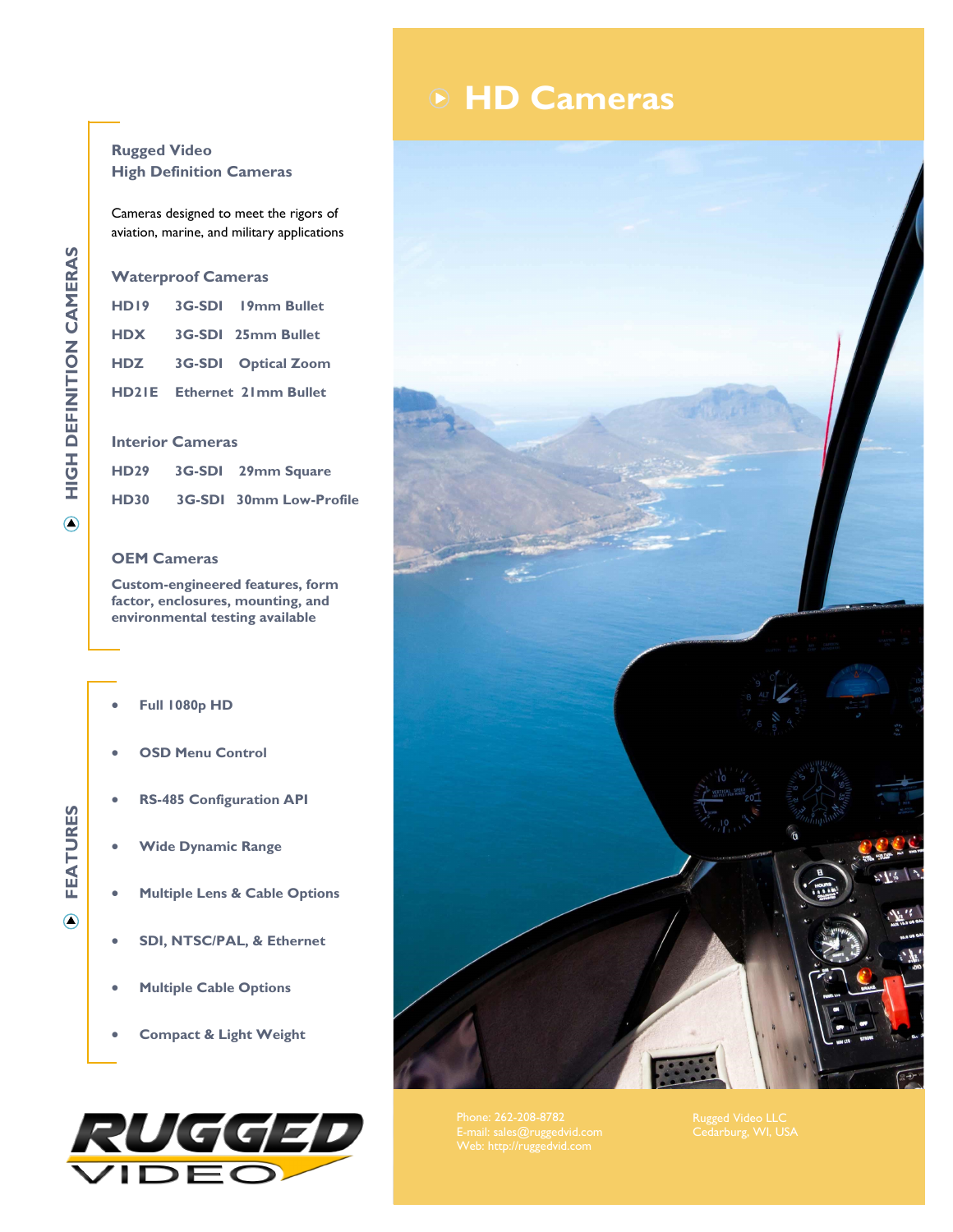# HD Cameras

## HIGH DEFINITION CAMERAS

### Rugged Video High Definition Cameras

Cameras designed to meet the rigors of aviation, marine, and military applications

### Waterproof Cameras

| | | |
|---|---|---|
| HD19 | 3G-SDI | 19mm Bullet |
| HDX | 3G-SDI | 25mm Bullet |
| HDZ | 3G-SDI | Optical Zoom |
| HD21E | Ethernet | 21mm Bullet |

### Interior Cameras

| | | |
|---|---|---|
| HD29 | 3G-SDI | 29mm Square |
| HD30 | 3G-SDI | 30mm Low-Profile |

### OEM Cameras

**Custom-engineered features, form factor, enclosures, mounting, and environmental testing available**

## FEATURES

- **Full 1080p HD**
- **OSD Menu Control**
- **RS-485 Configuration API**
- **Wide Dynamic Range**
- **Multiple Lens & Cable Options**
- **SDI, NTSC/PAL, & Ethernet**
- **Multiple Cable Options**
- **Compact & Light Weight**

RUGGED VIDEO

Phone: 262-208-8782
E-mail: sales@ruggedvid.com
Web: http://ruggedvid.com

Rugged Video LLC
Cedarburg, WI, USA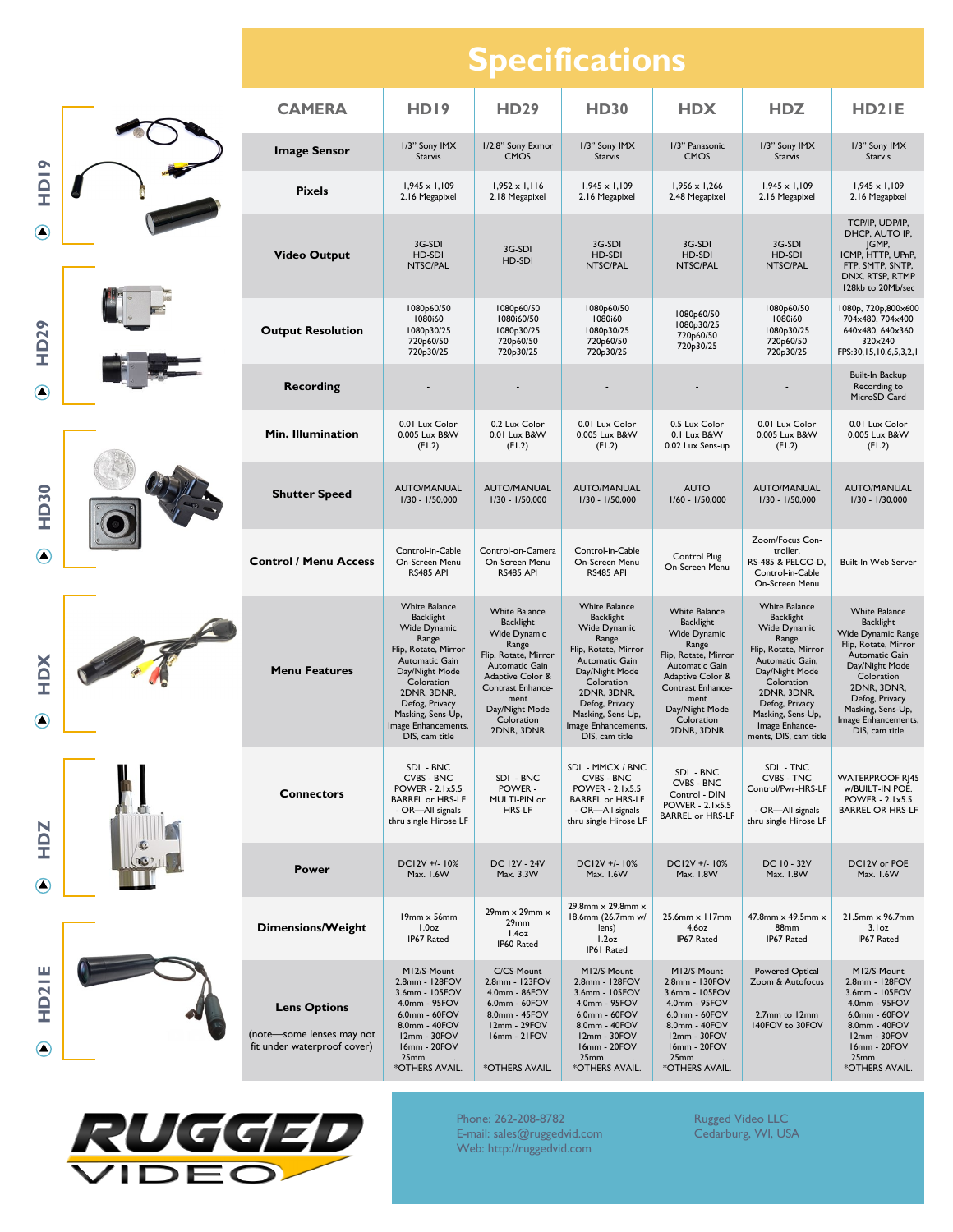# Specifications

| CAMERA | HD19 | HD29 | HD30 | HDX | HDZ | HD21E |
|---|---|---|---|---|---|---|
| **Image Sensor** | 1/3" Sony IMX Starvis | 1/2.8" Sony Exmor CMOS | 1/3" Sony IMX Starvis | 1/3" Panasonic CMOS | 1/3" Sony IMX Starvis | 1/3" Sony IMX Starvis |
| **Pixels** | 1,945 x 1,109 2.16 Megapixel | 1,952 x 1,116 2.18 Megapixel | 1,945 x 1,109 2.16 Megapixel | 1,956 x 1,266 2.48 Megapixel | 1,945 x 1,109 2.16 Megapixel | 1,945 x 1,109 2.16 Megapixel |
| **Video Output** | 3G-SDI HD-SDI NTSC/PAL | 3G-SDI HD-SDI | 3G-SDI HD-SDI NTSC/PAL | 3G-SDI HD-SDI NTSC/PAL | 3G-SDI HD-SDI NTSC/PAL | TCP/IP, UDP/IP, DHCP, AUTO IP, JGMP, ICMP, HTTP, UPnP, FTP, SMTP, SNTP, DNX, RTSP, RTMP 128kb to 20Mb/sec |
| **Output Resolution** | 1080p60/50 1080i60 1080p30/25 720p60/50 720p30/25 | 1080p60/50 1080i60/50 1080p30/25 720p60/50 720p30/25 | 1080p60/50 1080i60 1080p30/25 720p60/50 720p30/25 | 1080p60/50 1080p30/25 720p60/50 720p30/25 | 1080p60/50 1080i60 1080p30/25 720p60/50 720p30/25 | 1080p, 720p,800x600 704x480, 704x400 640x480, 640x360 320x240 FPS:30,15,10,6,5,3,2,1 |
| **Recording** | - | - | - | - | - | Built-In Backup Recording to MicroSD Card |
| **Min. Illumination** | 0.01 Lux Color 0.005 Lux B&W (F1.2) | 0.2 Lux Color 0.01 Lux B&W (F1.2) | 0.01 Lux Color 0.005 Lux B&W (F1.2) | 0.5 Lux Color 0.1 Lux B&W 0.02 Lux Sens-up | 0.01 Lux Color 0.005 Lux B&W (F1.2) | 0.01 Lux Color 0.005 Lux B&W (F1.2) |
| **Shutter Speed** | AUTO/MANUAL 1/30 - 1/50,000 | AUTO/MANUAL 1/30 - 1/50,000 | AUTO/MANUAL 1/30 - 1/50,000 | AUTO 1/60 - 1/50,000 | AUTO/MANUAL 1/30 - 1/50,000 | AUTO/MANUAL 1/30 - 1/30,000 |
| **Control / Menu Access** | Control-in-Cable On-Screen Menu RS485 API | Control-on-Camera On-Screen Menu RS485 API | Control-in-Cable On-Screen Menu RS485 API | Control Plug On-Screen Menu | Zoom/Focus Controller, RS-485 & PELCO-D, Control-in-Cable On-Screen Menu | Built-In Web Server |
| **Menu Features** | White Balance Backlight Wide Dynamic Range Flip, Rotate, Mirror Automatic Gain Day/Night Mode Coloration 2DNR, 3DNR, Defog, Privacy Masking, Sens-Up, Image Enhancements, DIS, cam title | White Balance Backlight Wide Dynamic Range Flip, Rotate, Mirror Automatic Gain Adaptive Color & Contrast Enhancement Day/Night Mode Coloration 2DNR, 3DNR | White Balance Backlight Wide Dynamic Range Flip, Rotate, Mirror Automatic Gain Day/Night Mode Coloration 2DNR, 3DNR, Defog, Privacy Masking, Sens-Up, Image Enhancements, DIS, cam title | White Balance Backlight Wide Dynamic Range Flip, Rotate, Mirror Automatic Gain Adaptive Color & Contrast Enhancement Day/Night Mode Coloration 2DNR, 3DNR | White Balance Backlight Wide Dynamic Range Flip, Rotate, Mirror Automatic Gain, Day/Night Mode Coloration 2DNR, 3DNR, Defog, Privacy Masking, Sens-Up, Image Enhancements, DIS, cam title | White Balance Backlight Wide Dynamic Range Flip, Rotate, Mirror Automatic Gain Day/Night Mode Coloration 2DNR, 3DNR, Defog, Privacy Masking, Sens-Up, Image Enhancements, DIS, cam title |
| **Connectors** | SDI - BNC CVBS - BNC POWER - 2.1x5.5 BARREL or HRS-LF - OR—All signals thru single Hirose LF | SDI - BNC POWER - MULTI-PIN or HRS-LF | SDI - MMCX / BNC CVBS - BNC POWER - 2.1x5.5 BARREL or HRS-LF - OR—All signals thru single Hirose LF | SDI - BNC CVBS - BNC Control - DIN POWER - 2.1x5.5 BARREL or HRS-LF | SDI - TNC CVBS - TNC Control/Pwr-HRS-LF - OR—All signals thru single Hirose LF | WATERPROOF RJ45 w/BUILT-IN POE. POWER - 2.1x5.5 BARREL OR HRS-LF |
| **Power** | DC12V +/- 10% Max. 1.6W | DC 12V - 24V Max. 3.3W | DC12V +/- 10% Max. 1.6W | DC12V +/- 10% Max. 1.8W | DC 10 - 32V Max. 1.8W | DC12V or POE Max. 1.6W |
| **Dimensions/Weight** | 19mm x 56mm 1.0oz IP67 Rated | 29mm x 29mm x 29mm 1.4oz IP60 Rated | 29.8mm x 29.8mm x 18.6mm (26.7mm w/ lens) 1.2oz IP61 Rated | 25.6mm x 117mm 4.6oz IP67 Rated | 47.8mm x 49.5mm x 88mm IP67 Rated | 21.5mm x 96.7mm 3.1oz IP67 Rated |
| **Lens Options** (note—some lenses may not fit under waterproof cover) | M12/S-Mount 2.8mm - 128FOV 3.6mm - 105FOV 4.0mm - 95FOV 6.0mm - 60FOV 8.0mm - 40FOV 12mm - 30FOV 16mm - 20FOV 25mm *OTHERS AVAIL. | C/CS-Mount 2.8mm - 123FOV 4.0mm - 86FOV 6.0mm - 60FOV 8.0mm - 45FOV 12mm - 29FOV 16mm - 21FOV *OTHERS AVAIL. | M12/S-Mount 2.8mm - 128FOV 3.6mm - 105FOV 4.0mm - 95FOV 6.0mm - 60FOV 8.0mm - 40FOV 12mm - 30FOV 16mm - 20FOV 25mm *OTHERS AVAIL. | M12/S-Mount 2.8mm - 130FOV 3.6mm - 105FOV 4.0mm - 95FOV 6.0mm - 60FOV 8.0mm - 40FOV 12mm - 30FOV 16mm - 20FOV 25mm *OTHERS AVAIL. | Powered Optical Zoom & Autofocus 2.7mm to 12mm 140FOV to 30FOV | M12/S-Mount 2.8mm - 128FOV 3.6mm - 105FOV 4.0mm - 95FOV 6.0mm - 60FOV 8.0mm - 40FOV 12mm - 30FOV 16mm - 20FOV 25mm *OTHERS AVAIL. |

HD19

HD29

HD30

HDX

HDZ

HD21E

RUGGED VIDEO

Phone: 262-208-8782
E-mail: sales@ruggedvid.com
Web: http://ruggedvid.com

Rugged Video LLC
Cedarburg, WI, USA